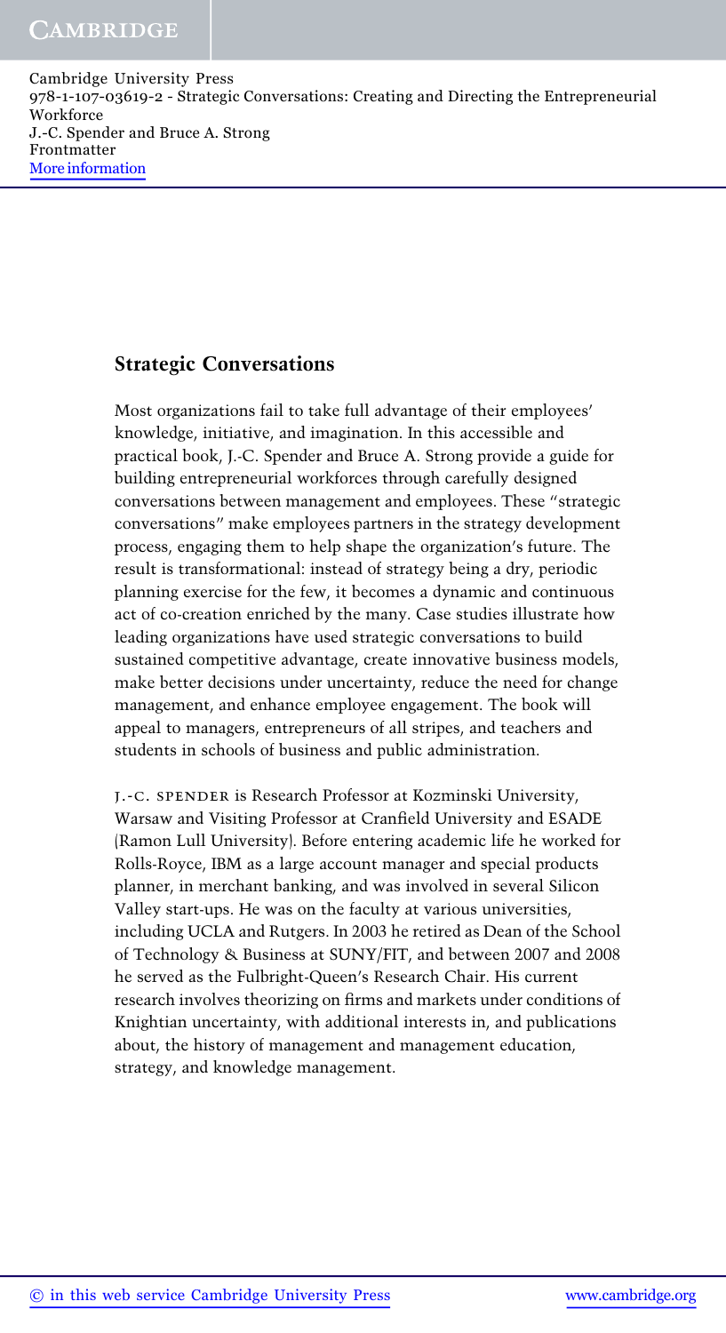## Strategic Conversations

Most organizations fail to take full advantage of their employees' knowledge, initiative, and imagination. In this accessible and practical book, J.-C. Spender and Bruce A. Strong provide a guide for building entrepreneurial workforces through carefully designed conversations between management and employees. These "strategic conversations" make employees partners in the strategy development process, engaging them to help shape the organization's future. The result is transformational: instead of strategy being a dry, periodic planning exercise for the few, it becomes a dynamic and continuous act of co-creation enriched by the many. Case studies illustrate how leading organizations have used strategic conversations to build sustained competitive advantage, create innovative business models, make better decisions under uncertainty, reduce the need for change management, and enhance employee engagement. The book will appeal to managers, entrepreneurs of all stripes, and teachers and students in schools of business and public administration.

J.-C. SPENDER is Research Professor at Kozminski University, Warsaw and Visiting Professor at Cranfield University and ESADE (Ramon Lull University). Before entering academic life he worked for Rolls-Royce, IBM as a large account manager and special products planner, in merchant banking, and was involved in several Silicon Valley start-ups. He was on the faculty at various universities, including UCLA and Rutgers. In 2003 he retired as Dean of the School of Technology & Business at SUNY/FIT, and between 2007 and 2008 he served as the Fulbright-Queen's Research Chair. His current research involves theorizing on firms and markets under conditions of Knightian uncertainty, with additional interests in, and publications about, the history of management and management education, strategy, and knowledge management.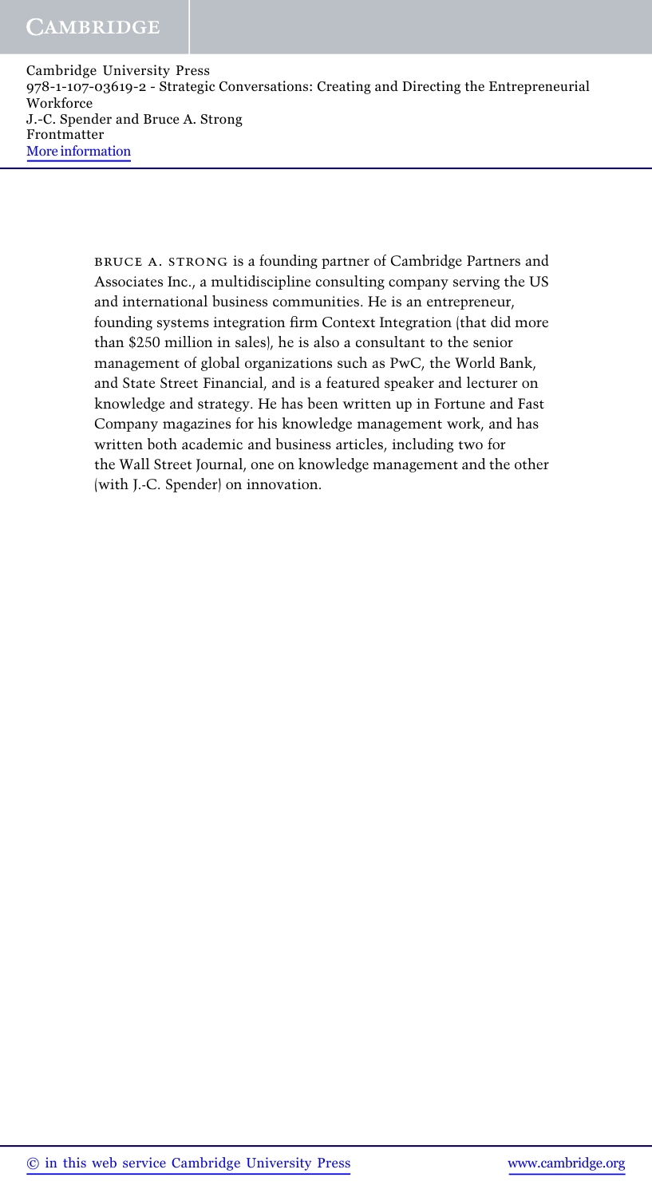BRUCE A. STRONG is a founding partner of Cambridge Partners and Associates Inc., a multidiscipline consulting company serving the US and international business communities. He is an entrepreneur, founding systems integration firm Context Integration (that did more than $250 million in sales), he is also a consultant to the senior management of global organizations such as PwC, the World Bank, and State Street Financial, and is a featured speaker and lecturer on knowledge and strategy. He has been written up in Fortune and Fast Company magazines for his knowledge management work, and has written both academic and business articles, including two for the Wall Street Journal, one on knowledge management and the other (with J.-C. Spender) on innovation.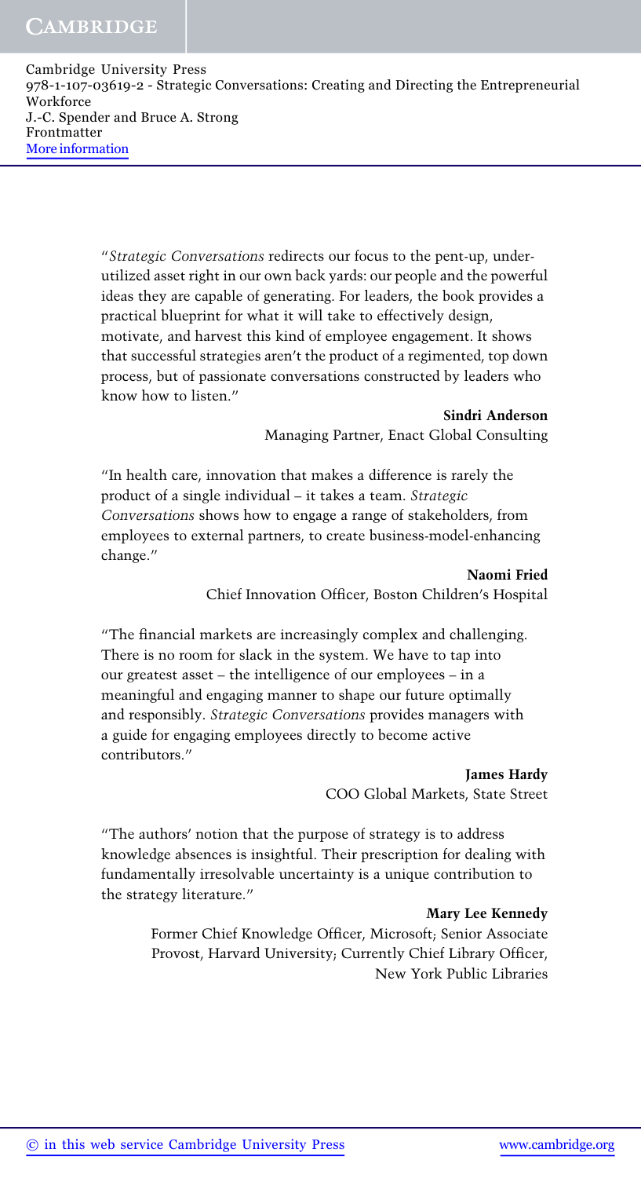"*Strategic Conversations* redirects our focus to the pent-up, under-utilized asset right in our own back yards: our people and the powerful ideas they are capable of generating. For leaders, the book provides a practical blueprint for what it will take to effectively design, motivate, and harvest this kind of employee engagement. It shows that successful strategies aren't the product of a regimented, top down process, but of passionate conversations constructed by leaders who know how to listen."

**Sindri Anderson**
Managing Partner, Enact Global Consulting

"In health care, innovation that makes a difference is rarely the product of a single individual – it takes a team. *Strategic Conversations* shows how to engage a range of stakeholders, from employees to external partners, to create business-model-enhancing change."

**Naomi Fried**
Chief Innovation Officer, Boston Children's Hospital

"The financial markets are increasingly complex and challenging. There is no room for slack in the system. We have to tap into our greatest asset – the intelligence of our employees – in a meaningful and engaging manner to shape our future optimally and responsibly. *Strategic Conversations* provides managers with a guide for engaging employees directly to become active contributors."

**James Hardy**
COO Global Markets, State Street

"The authors' notion that the purpose of strategy is to address knowledge absences is insightful. Their prescription for dealing with fundamentally irresolvable uncertainty is a unique contribution to the strategy literature."

**Mary Lee Kennedy**
Former Chief Knowledge Officer, Microsoft; Senior Associate Provost, Harvard University; Currently Chief Library Officer, New York Public Libraries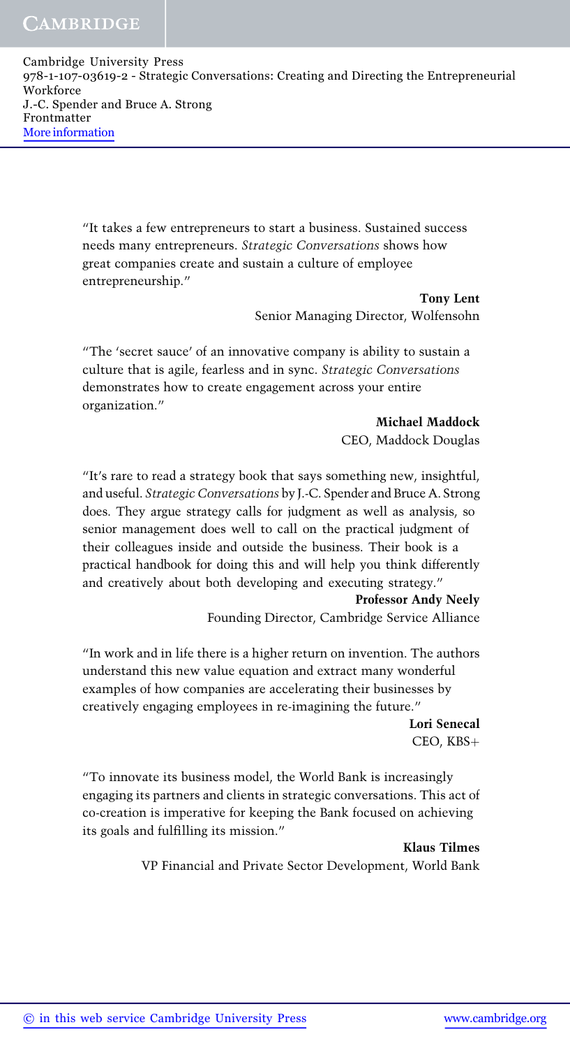"It takes a few entrepreneurs to start a business. Sustained success needs many entrepreneurs. *Strategic Conversations* shows how great companies create and sustain a culture of employee entrepreneurship."

**Tony Lent**
Senior Managing Director, Wolfensohn

"The 'secret sauce' of an innovative company is ability to sustain a culture that is agile, fearless and in sync. *Strategic Conversations* demonstrates how to create engagement across your entire organization."

**Michael Maddock**
CEO, Maddock Douglas

"It's rare to read a strategy book that says something new, insightful, and useful. *Strategic Conversations* by J.-C. Spender and Bruce A. Strong does. They argue strategy calls for judgment as well as analysis, so senior management does well to call on the practical judgment of their colleagues inside and outside the business. Their book is a practical handbook for doing this and will help you think differently and creatively about both developing and executing strategy."

**Professor Andy Neely**
Founding Director, Cambridge Service Alliance

"In work and in life there is a higher return on invention. The authors understand this new value equation and extract many wonderful examples of how companies are accelerating their businesses by creatively engaging employees in re-imagining the future."

**Lori Senecal**
CEO, KBS+

"To innovate its business model, the World Bank is increasingly engaging its partners and clients in strategic conversations. This act of co-creation is imperative for keeping the Bank focused on achieving its goals and fulfilling its mission."

**Klaus Tilmes**
VP Financial and Private Sector Development, World Bank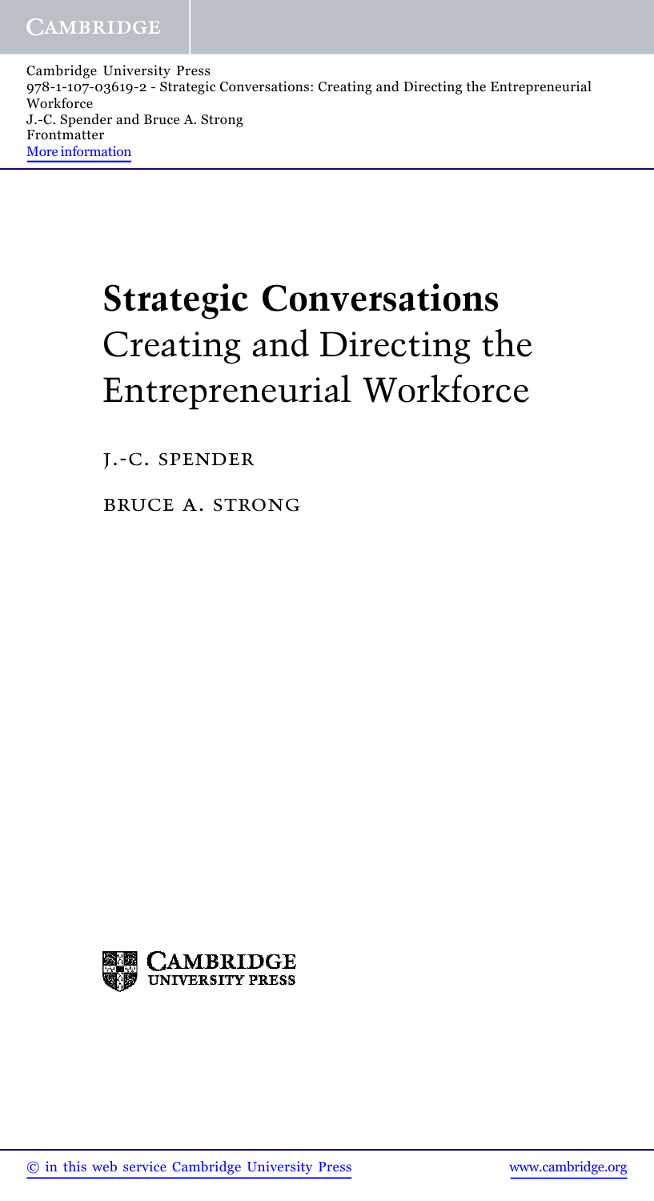# Strategic Conversations

## Creating and Directing the Entrepreneurial Workforce

J.-C. SPENDER

BRUCE A. STRONG

CAMBRIDGE UNIVERSITY PRESS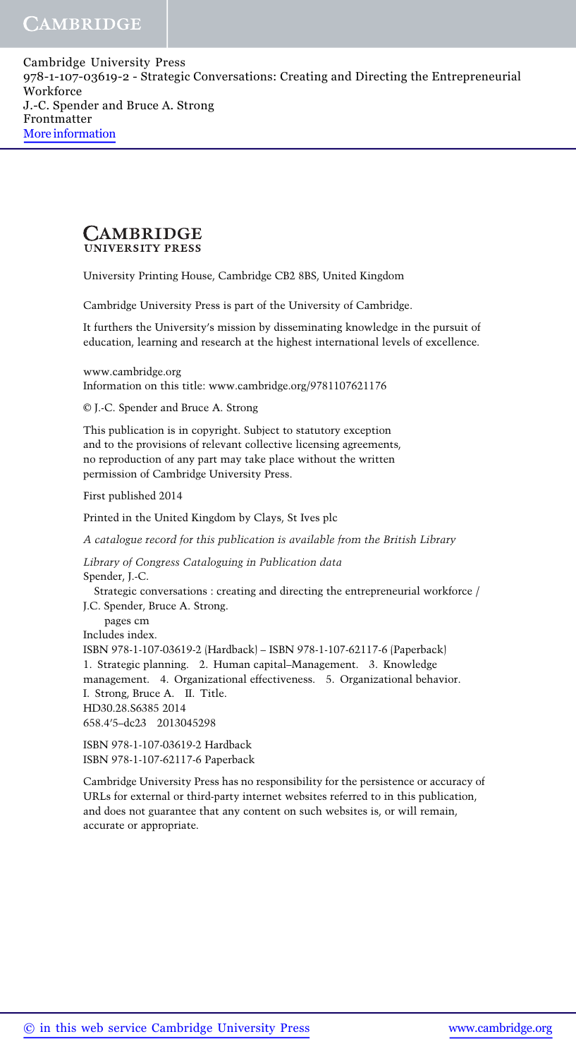**CAMBRIDGE**
UNIVERSITY PRESS

University Printing House, Cambridge CB2 8BS, United Kingdom

Cambridge University Press is part of the University of Cambridge.

It furthers the University's mission by disseminating knowledge in the pursuit of education, learning and research at the highest international levels of excellence.

www.cambridge.org
Information on this title: www.cambridge.org/9781107621176

© J.-C. Spender and Bruce A. Strong

This publication is in copyright. Subject to statutory exception and to the provisions of relevant collective licensing agreements, no reproduction of any part may take place without the written permission of Cambridge University Press.

First published 2014

Printed in the United Kingdom by Clays, St Ives plc

*A catalogue record for this publication is available from the British Library*

*Library of Congress Cataloguing in Publication data*
Spender, J.-C.
Strategic conversations : creating and directing the entrepreneurial workforce / J.C. Spender, Bruce A. Strong.
pages cm
Includes index.
ISBN 978-1-107-03619-2 (Hardback) – ISBN 978-1-107-62117-6 (Paperback)
1. Strategic planning. 2. Human capital–Management. 3. Knowledge management. 4. Organizational effectiveness. 5. Organizational behavior.
I. Strong, Bruce A. II. Title.
HD30.28.S6385 2014
658.4′5–dc23 2013045298

ISBN 978-1-107-03619-2 Hardback
ISBN 978-1-107-62117-6 Paperback

Cambridge University Press has no responsibility for the persistence or accuracy of URLs for external or third-party internet websites referred to in this publication, and does not guarantee that any content on such websites is, or will remain, accurate or appropriate.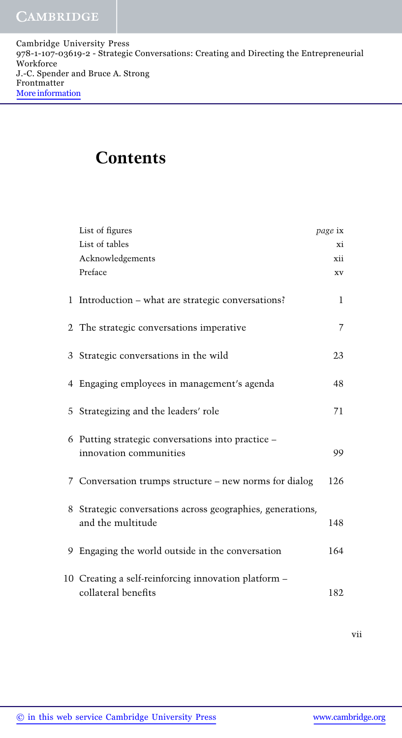# Contents

| | | |
|---|---|---|
| | List of figures | *page* ix |
| | List of tables | xi |
| | Acknowledgements | xii |
| | Preface | xv |
| 1 | Introduction – what are strategic conversations? | 1 |
| 2 | The strategic conversations imperative | 7 |
| 3 | Strategic conversations in the wild | 23 |
| 4 | Engaging employees in management's agenda | 48 |
| 5 | Strategizing and the leaders' role | 71 |
| 6 | Putting strategic conversations into practice – innovation communities | 99 |
| 7 | Conversation trumps structure – new norms for dialog | 126 |
| 8 | Strategic conversations across geographies, generations, and the multitude | 148 |
| 9 | Engaging the world outside in the conversation | 164 |
| 10 | Creating a self-reinforcing innovation platform – collateral benefits | 182 |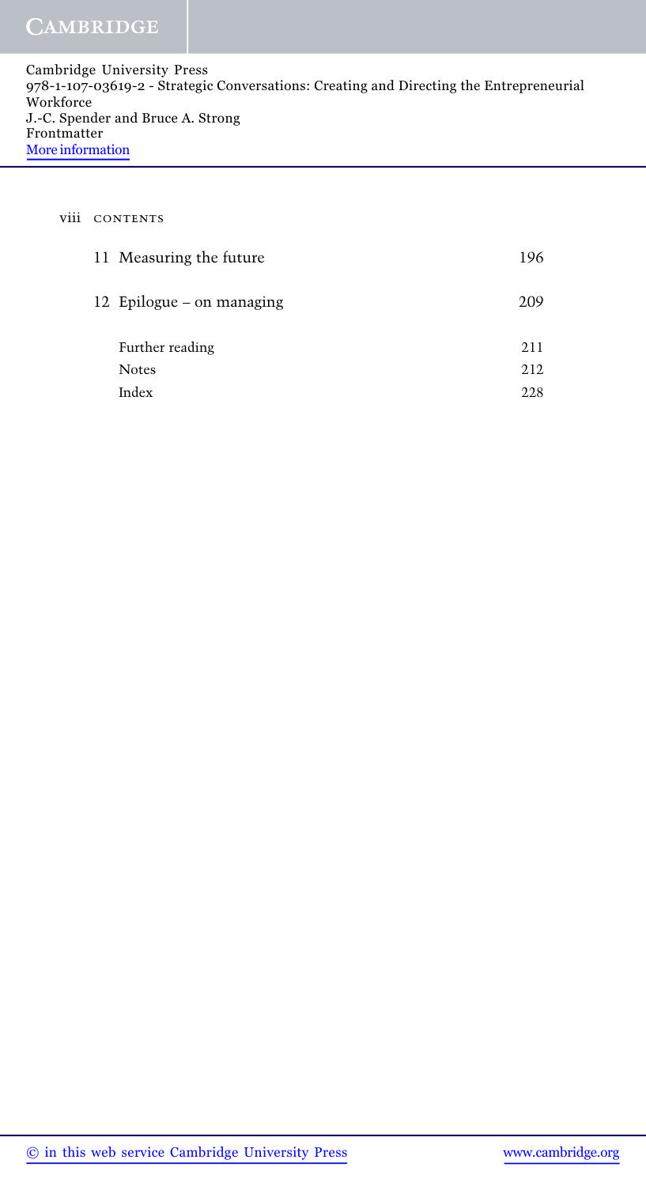| | |
|---|---|
| 11 Measuring the future | 196 |
| 12 Epilogue – on managing | 209 |
| Further reading | 211 |
| Notes | 212 |
| Index | 228 |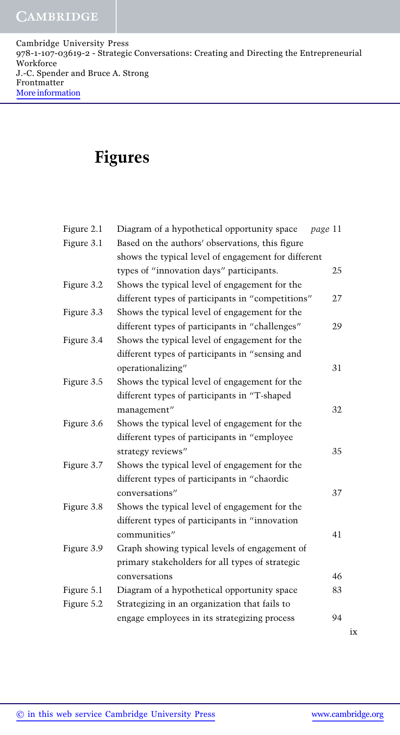# Figures

| | | |
|---|---|---|
| Figure 2.1 | Diagram of a hypothetical opportunity space | *page* 11 |
| Figure 3.1 | Based on the authors' observations, this figure shows the typical level of engagement for different types of "innovation days" participants. | 25 |
| Figure 3.2 | Shows the typical level of engagement for the different types of participants in "competitions" | 27 |
| Figure 3.3 | Shows the typical level of engagement for the different types of participants in "challenges" | 29 |
| Figure 3.4 | Shows the typical level of engagement for the different types of participants in "sensing and operationalizing" | 31 |
| Figure 3.5 | Shows the typical level of engagement for the different types of participants in "T-shaped management" | 32 |
| Figure 3.6 | Shows the typical level of engagement for the different types of participants in "employee strategy reviews" | 35 |
| Figure 3.7 | Shows the typical level of engagement for the different types of participants in "chaordic conversations" | 37 |
| Figure 3.8 | Shows the typical level of engagement for the different types of participants in "innovation communities" | 41 |
| Figure 3.9 | Graph showing typical levels of engagement of primary stakeholders for all types of strategic conversations | 46 |
| Figure 5.1 | Diagram of a hypothetical opportunity space | 83 |
| Figure 5.2 | Strategizing in an organization that fails to engage employees in its strategizing process | 94 |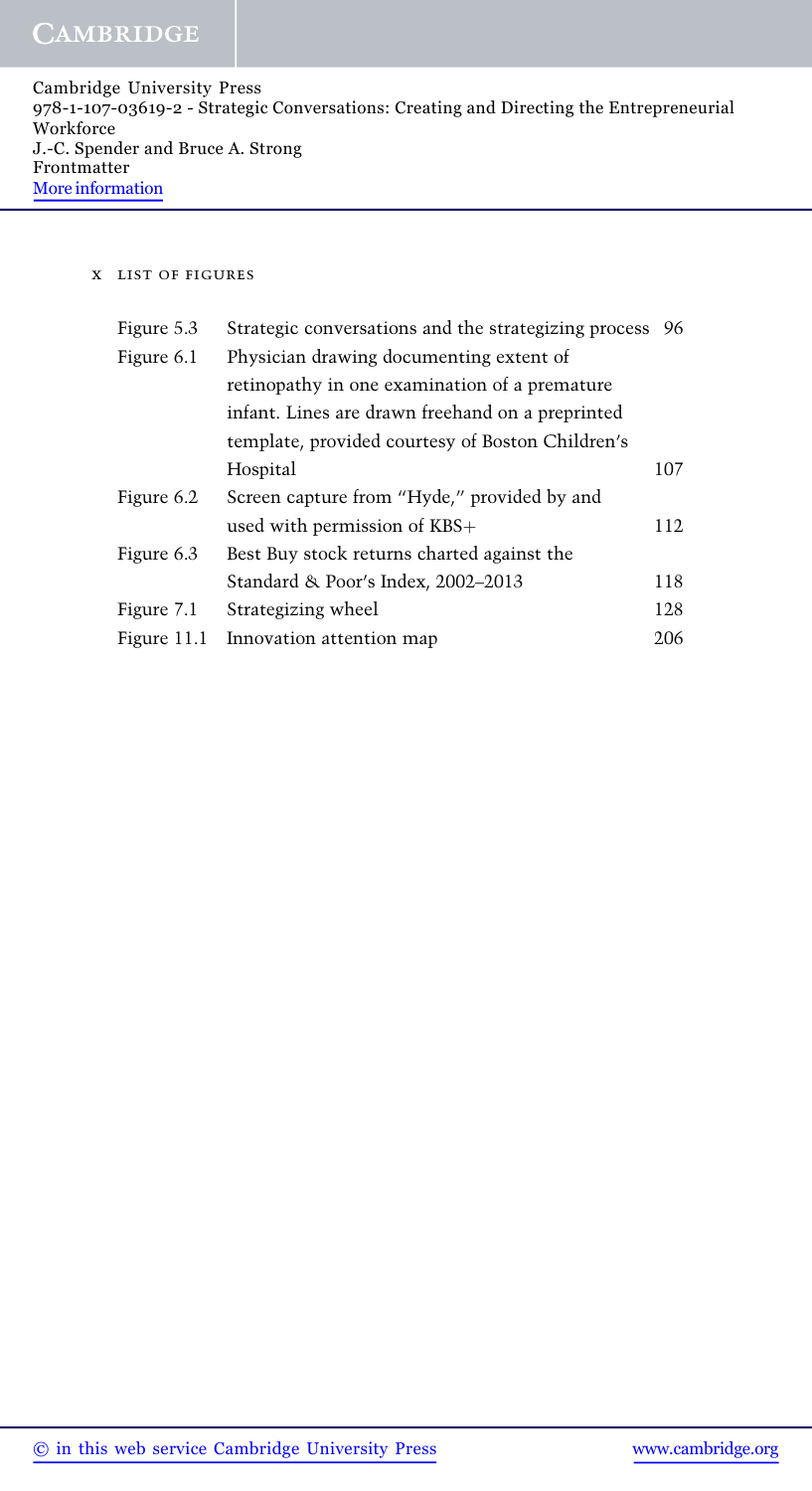| | | |
|---|---|---|
| Figure 5.3 | Strategic conversations and the strategizing process | 96 |
| Figure 6.1 | Physician drawing documenting extent of retinopathy in one examination of a premature infant. Lines are drawn freehand on a preprinted template, provided courtesy of Boston Children's Hospital | 107 |
| Figure 6.2 | Screen capture from "Hyde," provided by and used with permission of KBS+ | 112 |
| Figure 6.3 | Best Buy stock returns charted against the Standard & Poor's Index, 2002–2013 | 118 |
| Figure 7.1 | Strategizing wheel | 128 |
| Figure 11.1 | Innovation attention map | 206 |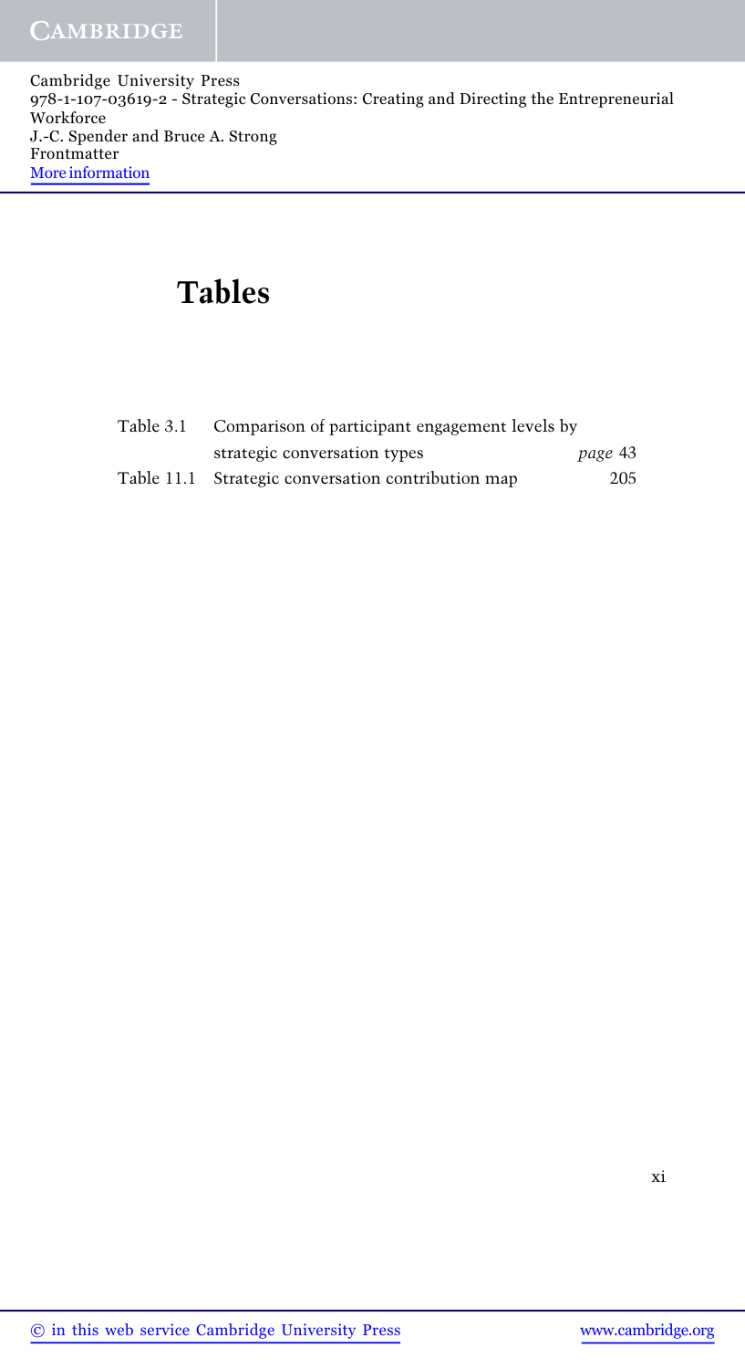# Tables

| | | |
|---|---|---|
| Table 3.1 | Comparison of participant engagement levels by strategic conversation types | *page* 43 |
| Table 11.1 | Strategic conversation contribution map | 205 |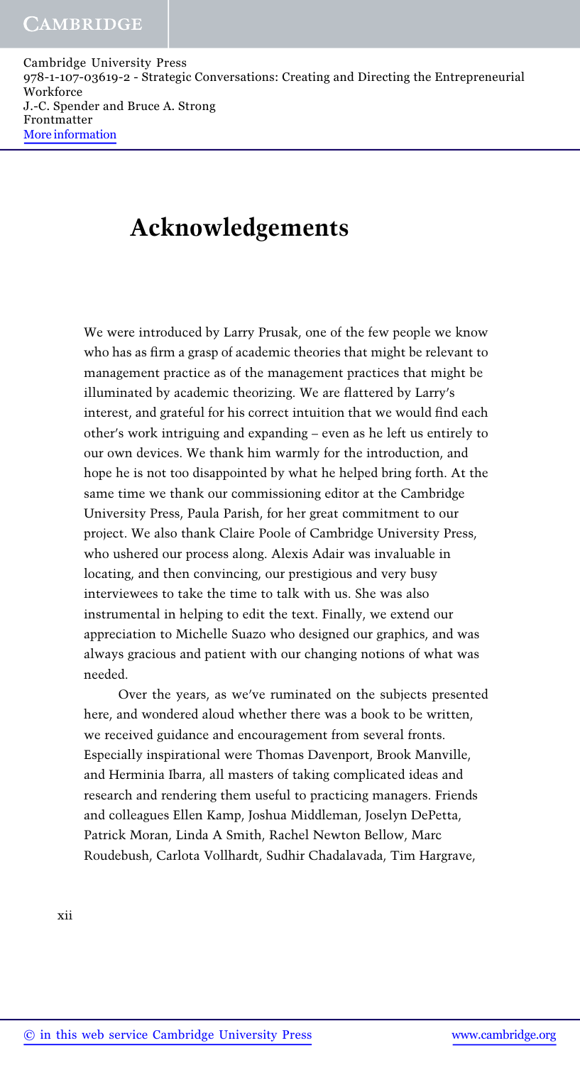# Acknowledgements

We were introduced by Larry Prusak, one of the few people we know who has as firm a grasp of academic theories that might be relevant to management practice as of the management practices that might be illuminated by academic theorizing. We are flattered by Larry's interest, and grateful for his correct intuition that we would find each other's work intriguing and expanding – even as he left us entirely to our own devices. We thank him warmly for the introduction, and hope he is not too disappointed by what he helped bring forth. At the same time we thank our commissioning editor at the Cambridge University Press, Paula Parish, for her great commitment to our project. We also thank Claire Poole of Cambridge University Press, who ushered our process along. Alexis Adair was invaluable in locating, and then convincing, our prestigious and very busy interviewees to take the time to talk with us. She was also instrumental in helping to edit the text. Finally, we extend our appreciation to Michelle Suazo who designed our graphics, and was always gracious and patient with our changing notions of what was needed.

Over the years, as we've ruminated on the subjects presented here, and wondered aloud whether there was a book to be written, we received guidance and encouragement from several fronts. Especially inspirational were Thomas Davenport, Brook Manville, and Herminia Ibarra, all masters of taking complicated ideas and research and rendering them useful to practicing managers. Friends and colleagues Ellen Kamp, Joshua Middleman, Joselyn DePetta, Patrick Moran, Linda A Smith, Rachel Newton Bellow, Marc Roudebush, Carlota Vollhardt, Sudhir Chadalavada, Tim Hargrave,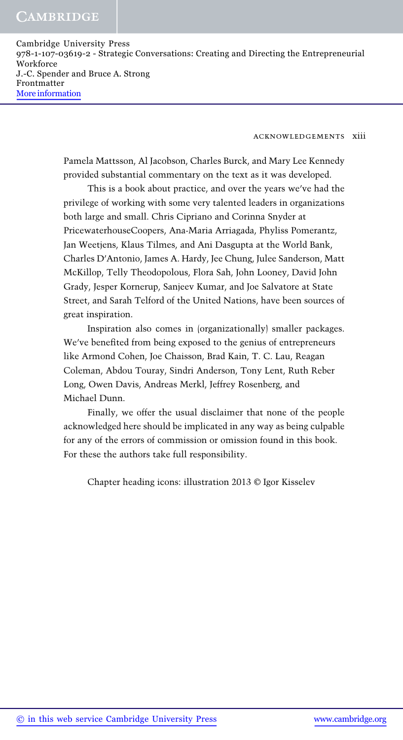Pamela Mattsson, Al Jacobson, Charles Burck, and Mary Lee Kennedy provided substantial commentary on the text as it was developed.

This is a book about practice, and over the years we've had the privilege of working with some very talented leaders in organizations both large and small. Chris Cipriano and Corinna Snyder at PricewaterhouseCoopers, Ana-Maria Arriagada, Phyliss Pomerantz, Jan Weetjens, Klaus Tilmes, and Ani Dasgupta at the World Bank, Charles D'Antonio, James A. Hardy, Jee Chung, Julee Sanderson, Matt McKillop, Telly Theodopolous, Flora Sah, John Looney, David John Grady, Jesper Kornerup, Sanjeev Kumar, and Joe Salvatore at State Street, and Sarah Telford of the United Nations, have been sources of great inspiration.

Inspiration also comes in (organizationally) smaller packages. We've benefited from being exposed to the genius of entrepreneurs like Armond Cohen, Joe Chaisson, Brad Kain, T. C. Lau, Reagan Coleman, Abdou Touray, Sindri Anderson, Tony Lent, Ruth Reber Long, Owen Davis, Andreas Merkl, Jeffrey Rosenberg, and Michael Dunn.

Finally, we offer the usual disclaimer that none of the people acknowledged here should be implicated in any way as being culpable for any of the errors of commission or omission found in this book. For these the authors take full responsibility.

Chapter heading icons: illustration 2013 © Igor Kisselev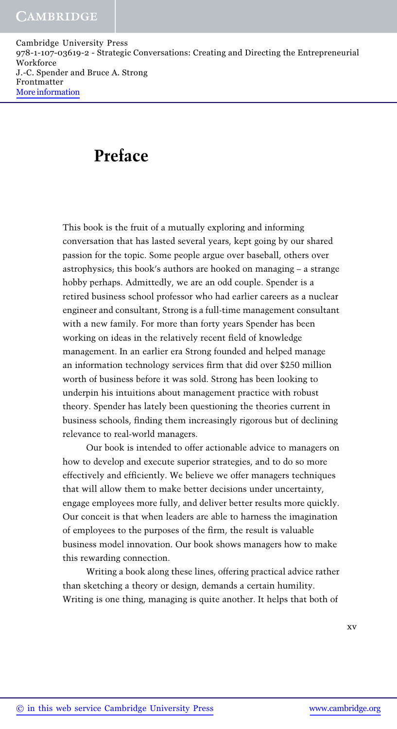# Preface

This book is the fruit of a mutually exploring and informing conversation that has lasted several years, kept going by our shared passion for the topic. Some people argue over baseball, others over astrophysics; this book's authors are hooked on managing – a strange hobby perhaps. Admittedly, we are an odd couple. Spender is a retired business school professor who had earlier careers as a nuclear engineer and consultant, Strong is a full-time management consultant with a new family. For more than forty years Spender has been working on ideas in the relatively recent field of knowledge management. In an earlier era Strong founded and helped manage an information technology services firm that did over $250 million worth of business before it was sold. Strong has been looking to underpin his intuitions about management practice with robust theory. Spender has lately been questioning the theories current in business schools, finding them increasingly rigorous but of declining relevance to real-world managers.

Our book is intended to offer actionable advice to managers on how to develop and execute superior strategies, and to do so more effectively and efficiently. We believe we offer managers techniques that will allow them to make better decisions under uncertainty, engage employees more fully, and deliver better results more quickly. Our conceit is that when leaders are able to harness the imagination of employees to the purposes of the firm, the result is valuable business model innovation. Our book shows managers how to make this rewarding connection.

Writing a book along these lines, offering practical advice rather than sketching a theory or design, demands a certain humility. Writing is one thing, managing is quite another. It helps that both of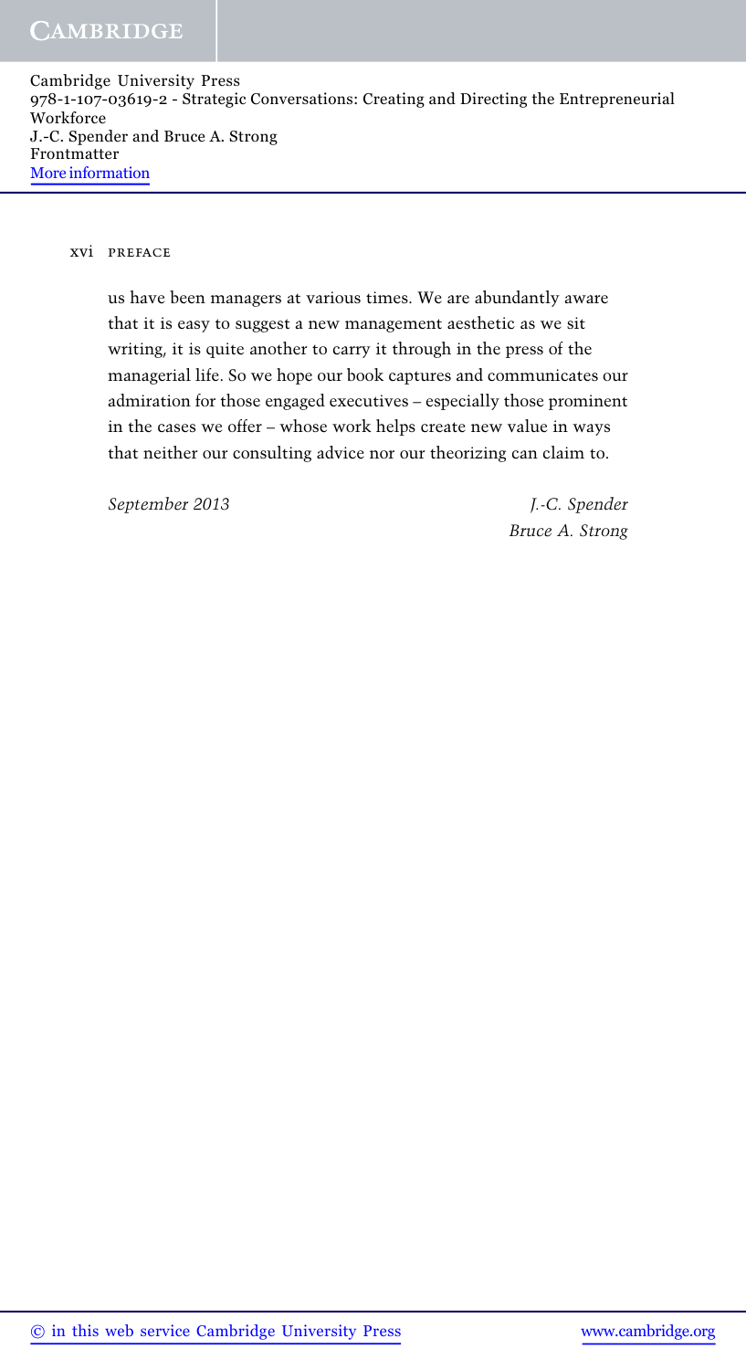us have been managers at various times. We are abundantly aware that it is easy to suggest a new management aesthetic as we sit writing, it is quite another to carry it through in the press of the managerial life. So we hope our book captures and communicates our admiration for those engaged executives – especially those prominent in the cases we offer – whose work helps create new value in ways that neither our consulting advice nor our theorizing can claim to.

*September 2013*

*J.-C. Spender*
*Bruce A. Strong*